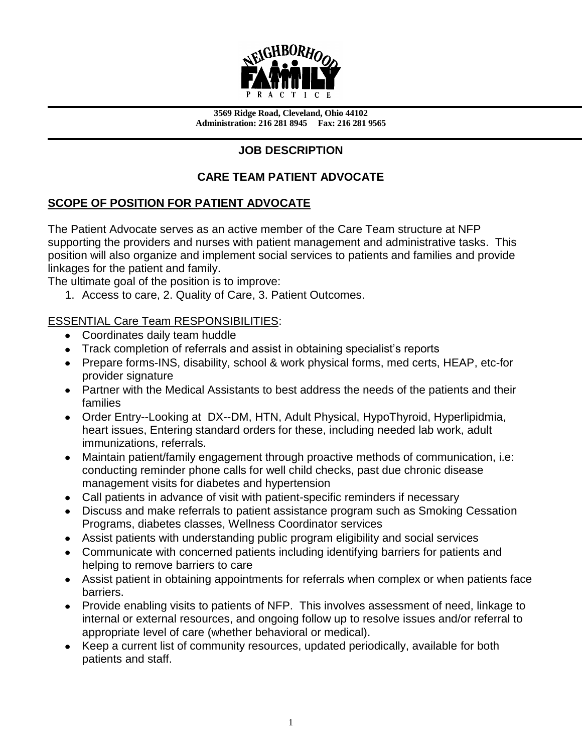NEIGHBORHOOD FAMILY PRACTICE

**3569 Ridge Road, Cleveland, Ohio 44102**
**Administration: 216 281 8945 Fax: 216 281 9565**

# JOB DESCRIPTION

## CARE TEAM PATIENT ADVOCATE

### SCOPE OF POSITION FOR PATIENT ADVOCATE

The Patient Advocate serves as an active member of the Care Team structure at NFP supporting the providers and nurses with patient management and administrative tasks. This position will also organize and implement social services to patients and families and provide linkages for the patient and family.

The ultimate goal of the position is to improve:

1. Access to care, 2. Quality of Care, 3. Patient Outcomes.

ESSENTIAL Care Team RESPONSIBILITIES:

- Coordinates daily team huddle
- Track completion of referrals and assist in obtaining specialist's reports
- Prepare forms-INS, disability, school & work physical forms, med certs, HEAP, etc-for provider signature
- Partner with the Medical Assistants to best address the needs of the patients and their families
- Order Entry--Looking at DX--DM, HTN, Adult Physical, HypoThyroid, Hyperlipidmia, heart issues, Entering standard orders for these, including needed lab work, adult immunizations, referrals.
- Maintain patient/family engagement through proactive methods of communication, i.e: conducting reminder phone calls for well child checks, past due chronic disease management visits for diabetes and hypertension
- Call patients in advance of visit with patient-specific reminders if necessary
- Discuss and make referrals to patient assistance program such as Smoking Cessation Programs, diabetes classes, Wellness Coordinator services
- Assist patients with understanding public program eligibility and social services
- Communicate with concerned patients including identifying barriers for patients and helping to remove barriers to care
- Assist patient in obtaining appointments for referrals when complex or when patients face barriers.
- Provide enabling visits to patients of NFP. This involves assessment of need, linkage to internal or external resources, and ongoing follow up to resolve issues and/or referral to appropriate level of care (whether behavioral or medical).
- Keep a current list of community resources, updated periodically, available for both patients and staff.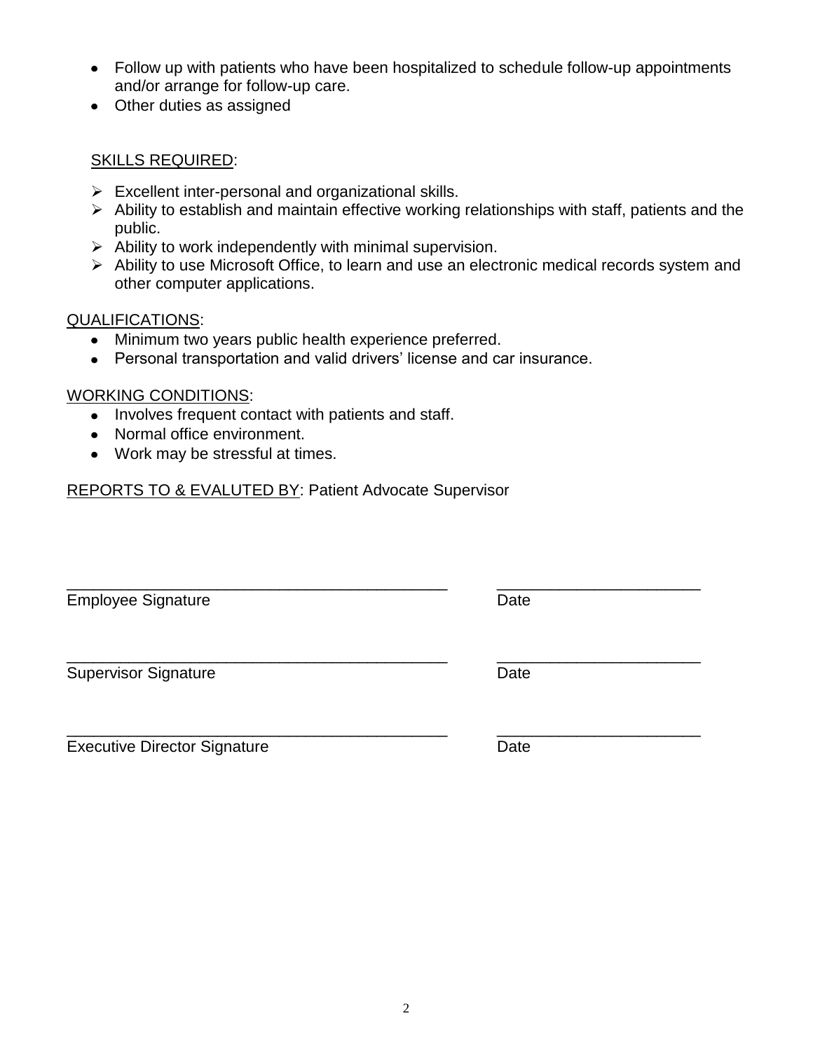- Follow up with patients who have been hospitalized to schedule follow-up appointments and/or arrange for follow-up care.
- Other duties as assigned

<u>SKILLS REQUIRED</u>:

- Excellent inter-personal and organizational skills.
- Ability to establish and maintain effective working relationships with staff, patients and the public.
- Ability to work independently with minimal supervision.
- Ability to use Microsoft Office, to learn and use an electronic medical records system and other computer applications.

<u>QUALIFICATIONS</u>:

- Minimum two years public health experience preferred.
- Personal transportation and valid drivers' license and car insurance.

<u>WORKING CONDITIONS</u>:

- Involves frequent contact with patients and staff.
- Normal office environment.
- Work may be stressful at times.

<u>REPORTS TO & EVALUTED BY</u>: Patient Advocate Supervisor

_____________________________________________ ________________________

Employee Signature Date

_____________________________________________ ________________________

Supervisor Signature Date

_____________________________________________ ________________________

Executive Director Signature Date